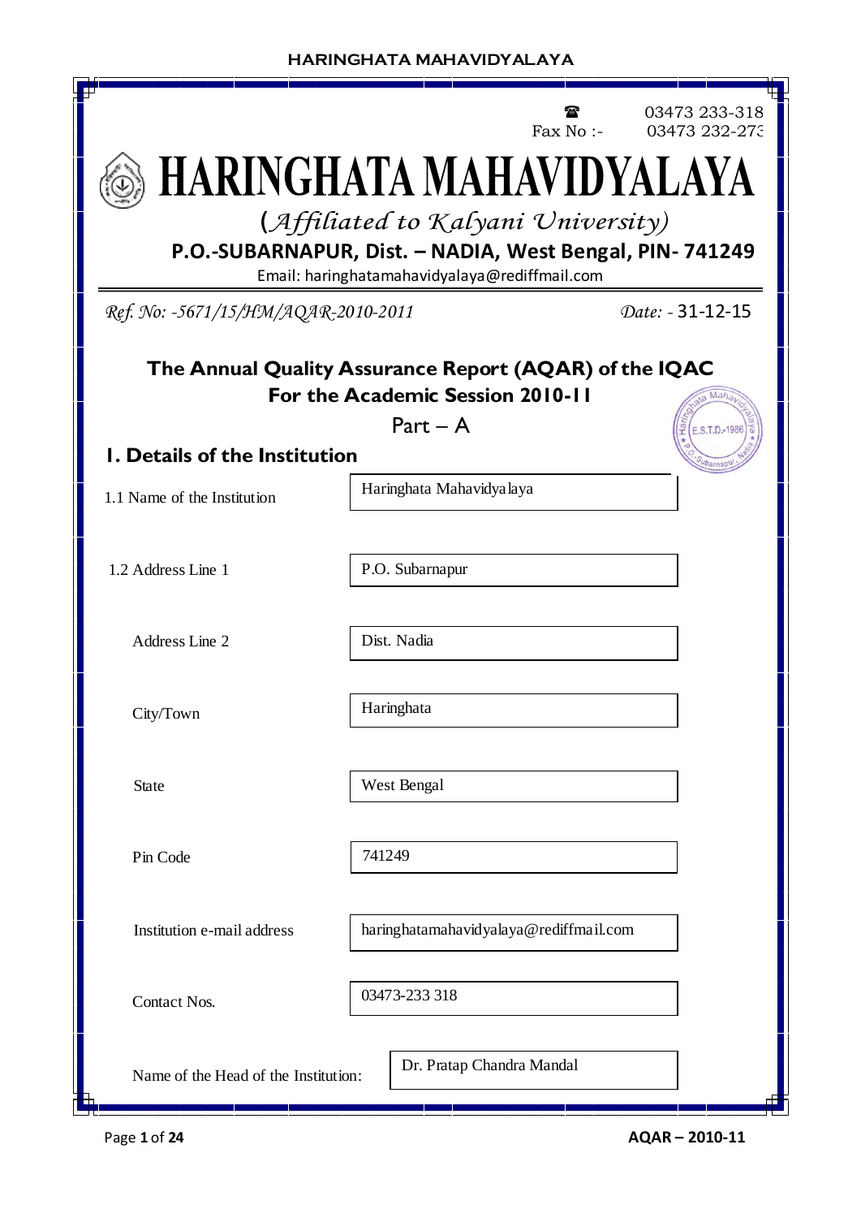☎ 03473 233-318
Fax No :- 03473 232-273

# HARINGHATA MAHAVIDYALAYA

*(Affiliated to Kalyani University)*

**P.O.-SUBARNAPUR, Dist. – NADIA, West Bengal, PIN- 741249**

Email: haringhatamahavidyalaya@rediffmail.com

*Ref. No: -5671/15/HM/AQAR-2010-2011* *Date: -* 31-12-15

## The Annual Quality Assurance Report (AQAR) of the IQAC
## For the Academic Session 2010-11

Part – A

### 1. Details of the Institution

| | |
|---|---|
| 1.1 Name of the Institution | Haringhata Mahavidyalaya |
| 1.2 Address Line 1 | P.O. Subarnapur |
| Address Line 2 | Dist. Nadia |
| City/Town | Haringhata |
| State | West Bengal |
| Pin Code | 741249 |
| Institution e-mail address | haringhatamahavidyalaya@rediffmail.com |
| Contact Nos. | 03473-233 318 |
| Name of the Head of the Institution: | Dr. Pratap Chandra Mandal |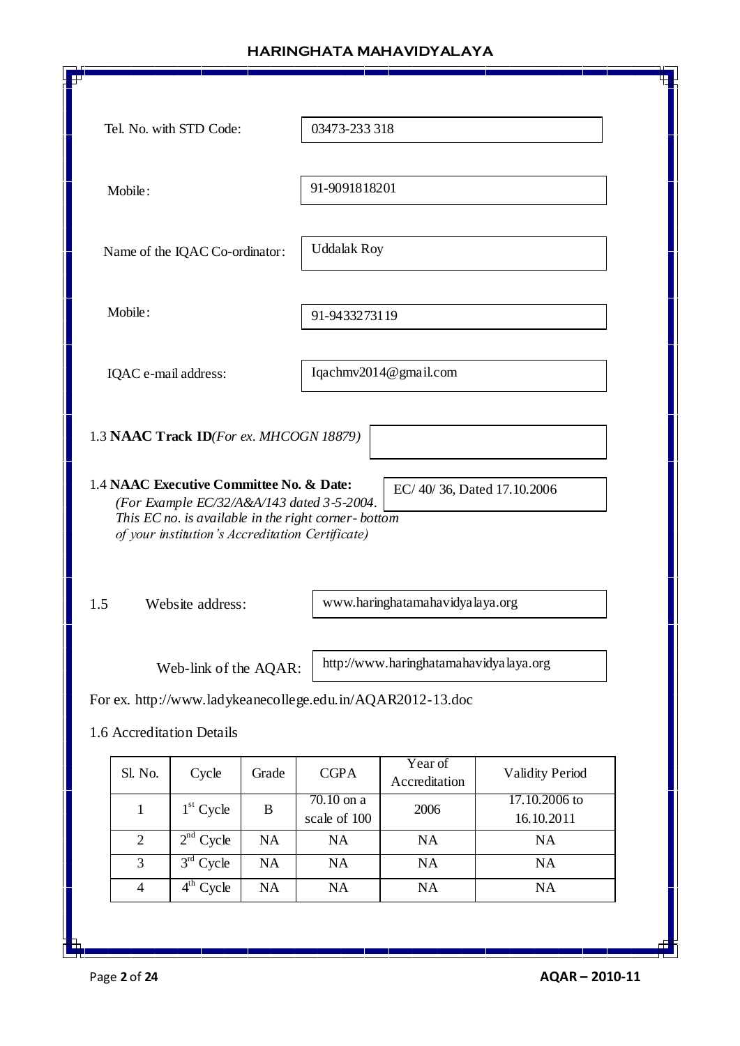Tel. No. with STD Code: 03473-233 318

Mobile: 91-9091818201

Name of the IQAC Co-ordinator: Uddalak Roy

Mobile: 91-9433273119

IQAC e-mail address: Iqachmv2014@gmail.com

1.3 **NAAC Track ID** *(For ex. MHCOGN 18879)*

1.4 **NAAC Executive Committee No. & Date:** EC/ 40/ 36, Dated 17.10.2006

*(For Example EC/32/A&A/143 dated 3-5-2004. This EC no. is available in the right corner- bottom of your institution's Accreditation Certificate)*

1.5 Website address: www.haringhatamahavidyalaya.org

Web-link of the AQAR: http://www.haringhatamahavidyalaya.org

For ex. http://www.ladykeanecollege.edu.in/AQAR2012-13.doc

1.6 Accreditation Details

| Sl. No. | Cycle | Grade | CGPA | Year of Accreditation | Validity Period |
|---|---|---|---|---|---|
| 1 | 1st Cycle | B | 70.10 on a scale of 100 | 2006 | 17.10.2006 to 16.10.2011 |
| 2 | 2nd Cycle | NA | NA | NA | NA |
| 3 | 3rd Cycle | NA | NA | NA | NA |
| 4 | 4th Cycle | NA | NA | NA | NA |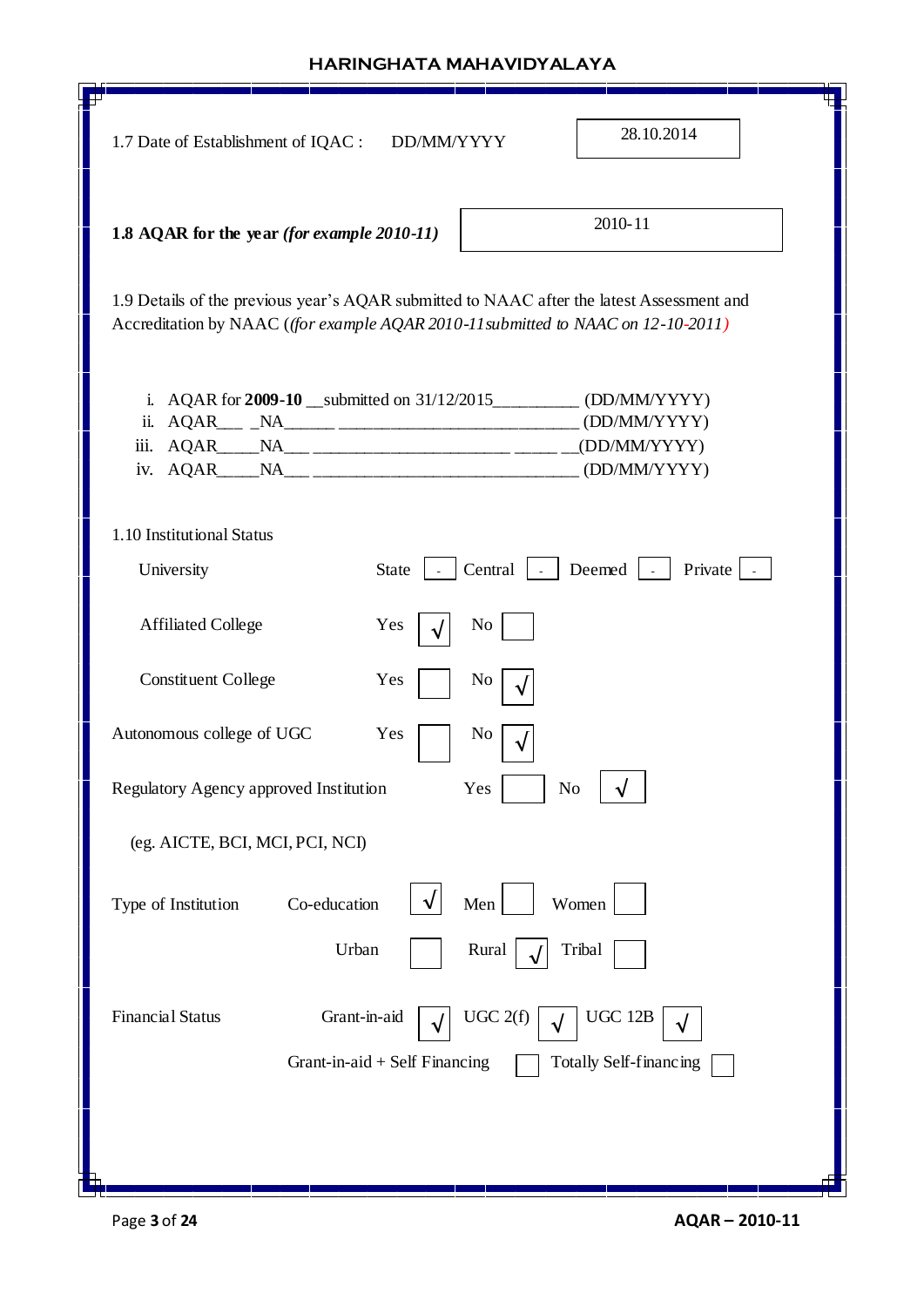1.7 Date of Establishment of IQAC : DD/MM/YYYY 28.10.2014

**1.8 AQAR for the year** ***(for example 2010-11)*** 2010-11

1.9 Details of the previous year's AQAR submitted to NAAC after the latest Assessment and Accreditation by NAAC (*(for example AQAR 2010-11 submitted to NAAC on 12-10-2011)*

i. AQAR for **2009-10** __submitted on 31/12/2015_________ (DD/MM/YYYY)
ii. AQAR___ _NA______ ___________________________ (DD/MM/YYYY)
iii. AQAR_____NA___ _______________________ _____ __(DD/MM/YYYY)
iv. AQAR_____NA___ _______________________________ (DD/MM/YYYY)

1.10 Institutional Status

University State - Central - Deemed - Private -

Affiliated College Yes √ No

Constituent College Yes No √

Autonomous college of UGC Yes No √

Regulatory Agency approved Institution Yes No √

(eg. AICTE, BCI, MCI, PCI, NCI)

Type of Institution Co-education √ Men Women

Urban Rural √ Tribal

Financial Status Grant-in-aid √ UGC 2(f) √ UGC 12B √

Grant-in-aid + Self Financing Totally Self-financing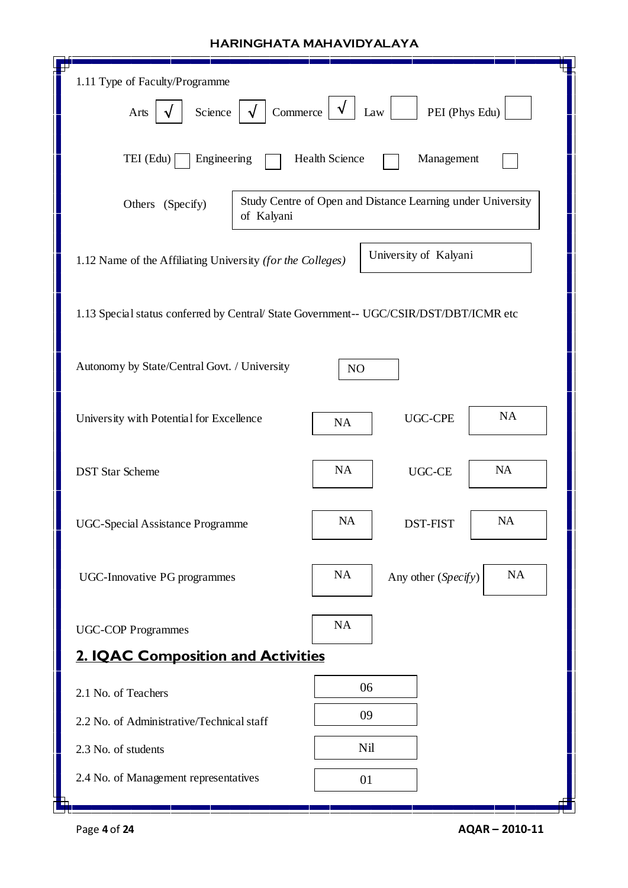1.11 Type of Faculty/Programme

Arts √ Science √ Commerce √ Law ☐ PEI (Phys Edu) ☐

TEI (Edu) ☐ Engineering ☐ Health Science ☐ Management ☐

Others (Specify): Study Centre of Open and Distance Learning under University of Kalyani

1.12 Name of the Affiliating University *(for the Colleges)*: University of Kalyani

1.13 Special status conferred by Central/ State Government-- UGC/CSIR/DST/DBT/ICMR etc

| | | | |
|---|---|---|---|
| Autonomy by State/Central Govt. / University | NO | | |
| University with Potential for Excellence | NA | UGC-CPE | NA |
| DST Star Scheme | NA | UGC-CE | NA |
| UGC-Special Assistance Programme | NA | DST-FIST | NA |
| UGC-Innovative PG programmes | NA | Any other (*Specify*) | NA |
| UGC-COP Programmes | NA | | |

## 2. IQAC Composition and Activities

| | |
|---|---|
| 2.1 No. of Teachers | 06 |
| 2.2 No. of Administrative/Technical staff | 09 |
| 2.3 No. of students | Nil |
| 2.4 No. of Management representatives | 01 |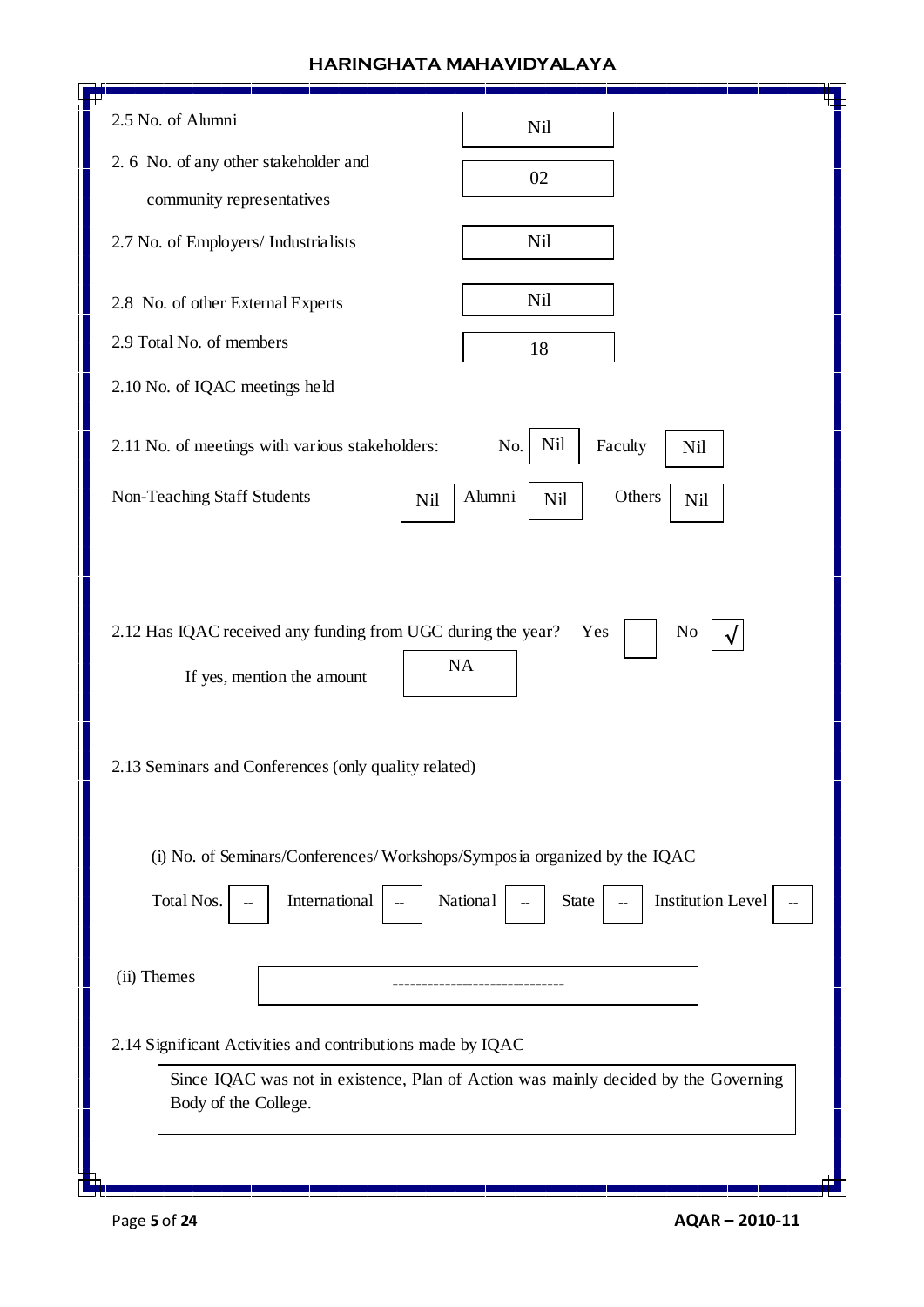2.5 No. of Alumni: Nil

2.6 No. of any other stakeholder and community representatives: 02

2.7 No. of Employers/ Industrialists: Nil

2.8 No. of other External Experts: Nil

2.9 Total No. of members: 18

2.10 No. of IQAC meetings held

2.11 No. of meetings with various stakeholders: No. Nil Faculty Nil

Non-Teaching Staff Students Nil Alumni Nil Others Nil

2.12 Has IQAC received any funding from UGC during the year? Yes ☐ No √

If yes, mention the amount: NA

2.13 Seminars and Conferences (only quality related)

(i) No. of Seminars/Conferences/ Workshops/Symposia organized by the IQAC

Total Nos. -- International -- National -- State -- Institution Level --

(ii) Themes: -----------------------------

2.14 Significant Activities and contributions made by IQAC

Since IQAC was not in existence, Plan of Action was mainly decided by the Governing Body of the College.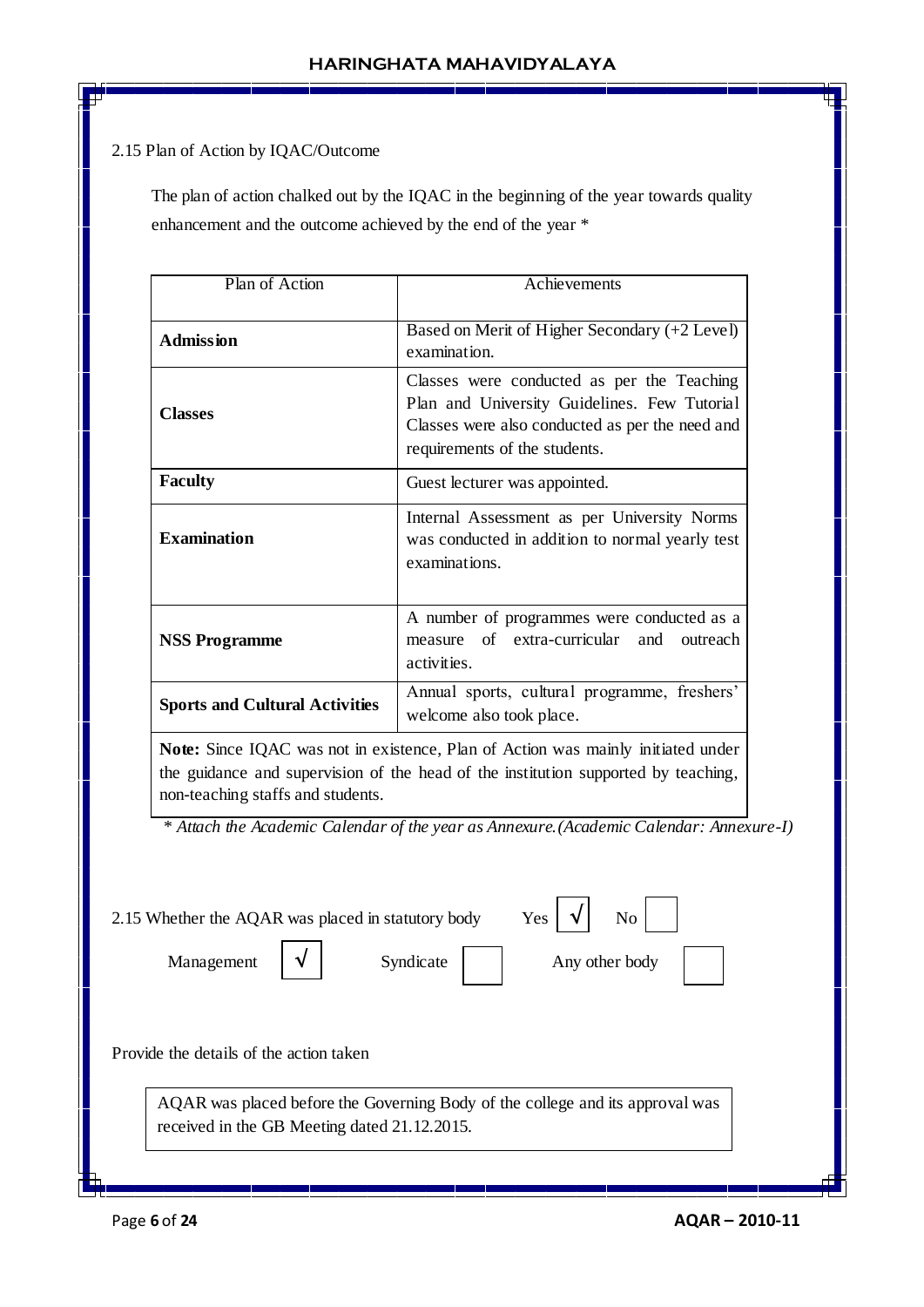2.15 Plan of Action by IQAC/Outcome

The plan of action chalked out by the IQAC in the beginning of the year towards quality enhancement and the outcome achieved by the end of the year *

| Plan of Action | Achievements |
|---|---|
| **Admission** | Based on Merit of Higher Secondary (+2 Level) examination. |
| **Classes** | Classes were conducted as per the Teaching Plan and University Guidelines. Few Tutorial Classes were also conducted as per the need and requirements of the students. |
| **Faculty** | Guest lecturer was appointed. |
| **Examination** | Internal Assessment as per University Norms was conducted in addition to normal yearly test examinations. |
| **NSS Programme** | A number of programmes were conducted as a measure of extra-curricular and outreach activities. |
| **Sports and Cultural Activities** | Annual sports, cultural programme, freshers' welcome also took place. |

**Note:** Since IQAC was not in existence, Plan of Action was mainly initiated under the guidance and supervision of the head of the institution supported by teaching, non-teaching staffs and students.

\* *Attach the Academic Calendar of the year as Annexure.(Academic Calendar: Annexure-I)*

2.15 Whether the AQAR was placed in statutory body Yes [√] No [ ]

Management [√] Syndicate [ ] Any other body [ ]

Provide the details of the action taken

AQAR was placed before the Governing Body of the college and its approval was received in the GB Meeting dated 21.12.2015.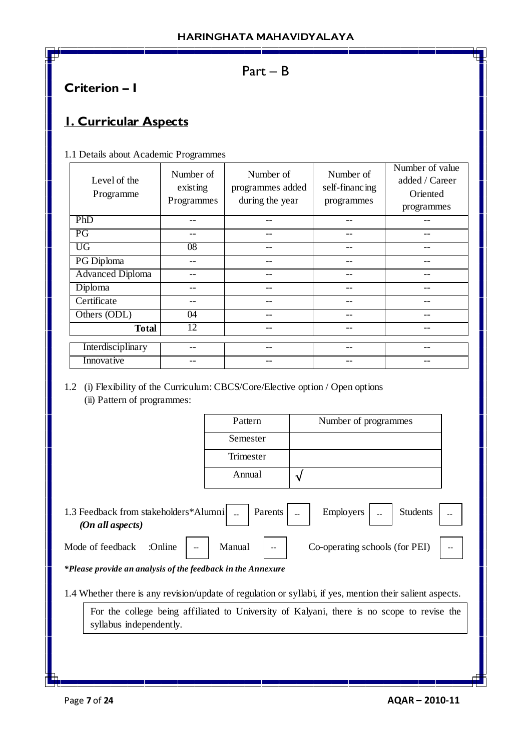# Part – B

## Criterion – I

## 1. Curricular Aspects

1.1 Details about Academic Programmes

| Level of the Programme | Number of existing Programmes | Number of programmes added during the year | Number of self-financing programmes | Number of value added / Career Oriented programmes |
|---|---|---|---|---|
| PhD | -- | -- | -- | -- |
| PG | -- | -- | -- | -- |
| UG | 08 | -- | -- | -- |
| PG Diploma | -- | -- | -- | -- |
| Advanced Diploma | -- | -- | -- | -- |
| Diploma | -- | -- | -- | -- |
| Certificate | -- | -- | -- | -- |
| Others (ODL) | 04 | -- | -- | -- |
| **Total** | 12 | -- | -- | -- |
| Interdisciplinary | -- | -- | -- | -- |
| Innovative | -- | -- | -- | -- |

1.2 (i) Flexibility of the Curriculum: CBCS/Core/Elective option / Open options

(ii) Pattern of programmes:

| Pattern | Number of programmes |
|---|---|
| Semester | |
| Trimester | |
| Annual | √ |

1.3 Feedback from stakeholders* Alumni [--] Parents [--] Employers [--] Students [--]
*(On all aspects)*

Mode of feedback :Online [--] Manual [--] Co-operating schools (for PEI) [--]

***Please provide an analysis of the feedback in the Annexure**

1.4 Whether there is any revision/update of regulation or syllabi, if yes, mention their salient aspects.

For the college being affiliated to University of Kalyani, there is no scope to revise the syllabus independently.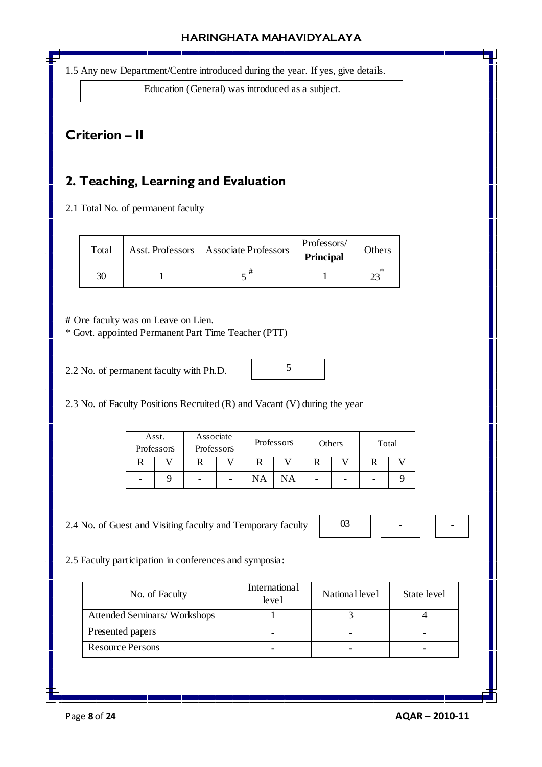1.5 Any new Department/Centre introduced during the year. If yes, give details.

Education (General) was introduced as a subject.

## Criterion – II

## 2. Teaching, Learning and Evaluation

2.1 Total No. of permanent faculty

| Total | Asst. Professors | Associate Professors | Professors/ **Principal** | Others |
|---|---|---|---|---|
| 30 | 1 | 5 # | 1 | 23 * |

**#** One faculty was on Leave on Lien.
\* Govt. appointed Permanent Part Time Teacher (PTT)

2.2 No. of permanent faculty with Ph.D. 5

2.3 No. of Faculty Positions Recruited (R) and Vacant (V) during the year

| Asst. Professors | | Associate Professors | | Professors | | Others | | Total | |
|---|---|---|---|---|---|---|---|---|---|
| R | V | R | V | R | V | R | V | R | V |
| - | 9 | - | - | NA | NA | - | - | - | 9 |

2.4 No. of Guest and Visiting faculty and Temporary faculty 03 - -

2.5 Faculty participation in conferences and symposia:

| No. of Faculty | International level | National level | State level |
|---|---|---|---|
| Attended Seminars/ Workshops | 1 | 3 | 4 |
| Presented papers | - | - | - |
| Resource Persons | - | - | - |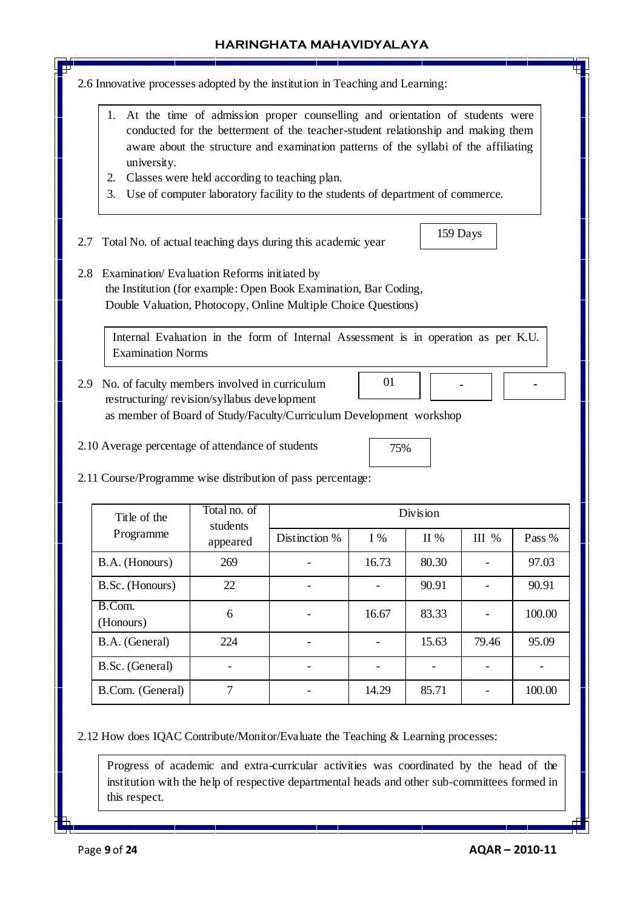2.6 Innovative processes adopted by the institution in Teaching and Learning:

1. At the time of admission proper counselling and orientation of students were conducted for the betterment of the teacher-student relationship and making them aware about the structure and examination patterns of the syllabi of the affiliating university.
2. Classes were held according to teaching plan.
3. Use of computer laboratory facility to the students of department of commerce.

2.7 Total No. of actual teaching days during this academic year: 159 Days

2.8 Examination/ Evaluation Reforms initiated by the Institution (for example: Open Book Examination, Bar Coding, Double Valuation, Photocopy, Online Multiple Choice Questions)

Internal Evaluation in the form of Internal Assessment is in operation as per K.U. Examination Norms

2.9 No. of faculty members involved in curriculum restructuring/ revision/syllabus development as member of Board of Study/Faculty/Curriculum Development workshop: 01 | - | -

2.10 Average percentage of attendance of students: 75%

2.11 Course/Programme wise distribution of pass percentage:

| Title of the Programme | Total no. of students appeared | Division | | | | |
|---|---|---|---|---|---|---|
| | | Distinction % | I % | II % | III % | Pass % |
| B.A. (Honours) | 269 | - | 16.73 | 80.30 | - | 97.03 |
| B.Sc. (Honours) | 22 | - | - | 90.91 | - | 90.91 |
| B.Com. (Honours) | 6 | - | 16.67 | 83.33 | - | 100.00 |
| B.A. (General) | 224 | - | - | 15.63 | 79.46 | 95.09 |
| B.Sc. (General) | - | - | - | - | - | - |
| B.Com. (General) | 7 | - | 14.29 | 85.71 | - | 100.00 |

2.12 How does IQAC Contribute/Monitor/Evaluate the Teaching & Learning processes:

Progress of academic and extra-curricular activities was coordinated by the head of the institution with the help of respective departmental heads and other sub-committees formed in this respect.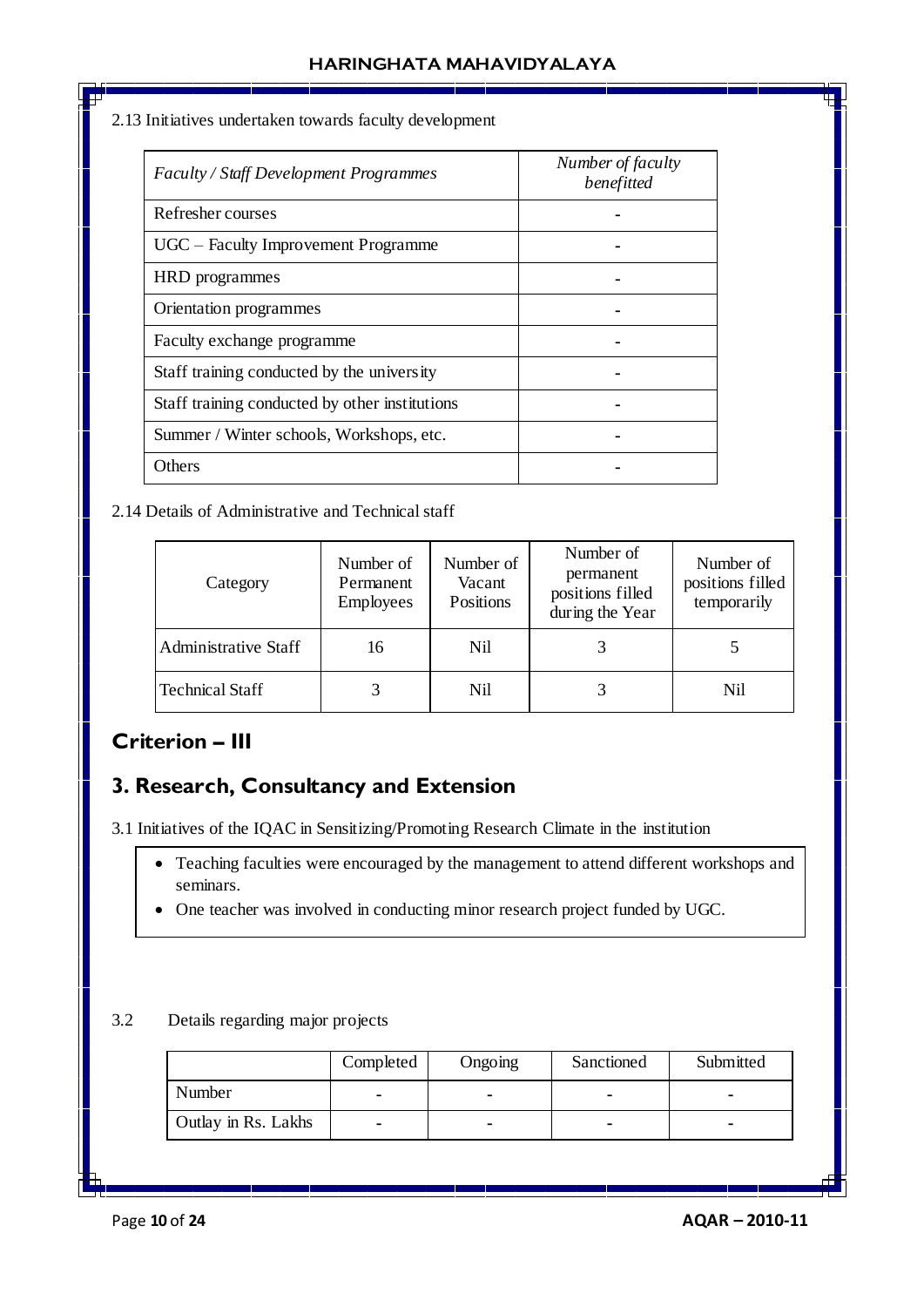2.13 Initiatives undertaken towards faculty development

| *Faculty / Staff Development Programmes* | *Number of faculty benefitted* |
|---|---|
| Refresher courses | - |
| UGC – Faculty Improvement Programme | - |
| HRD programmes | - |
| Orientation programmes | - |
| Faculty exchange programme | - |
| Staff training conducted by the university | - |
| Staff training conducted by other institutions | - |
| Summer / Winter schools, Workshops, etc. | - |
| Others | - |

2.14 Details of Administrative and Technical staff

| Category | Number of Permanent Employees | Number of Vacant Positions | Number of permanent positions filled during the Year | Number of positions filled temporarily |
|---|---|---|---|---|
| Administrative Staff | 16 | Nil | 3 | 5 |
| Technical Staff | 3 | Nil | 3 | Nil |

## Criterion – III

## 3. Research, Consultancy and Extension

3.1 Initiatives of the IQAC in Sensitizing/Promoting Research Climate in the institution

- Teaching faculties were encouraged by the management to attend different workshops and seminars.
- One teacher was involved in conducting minor research project funded by UGC.

3.2 Details regarding major projects

| | Completed | Ongoing | Sanctioned | Submitted |
|---|---|---|---|---|
| Number | - | - | - | - |
| Outlay in Rs. Lakhs | - | - | - | - |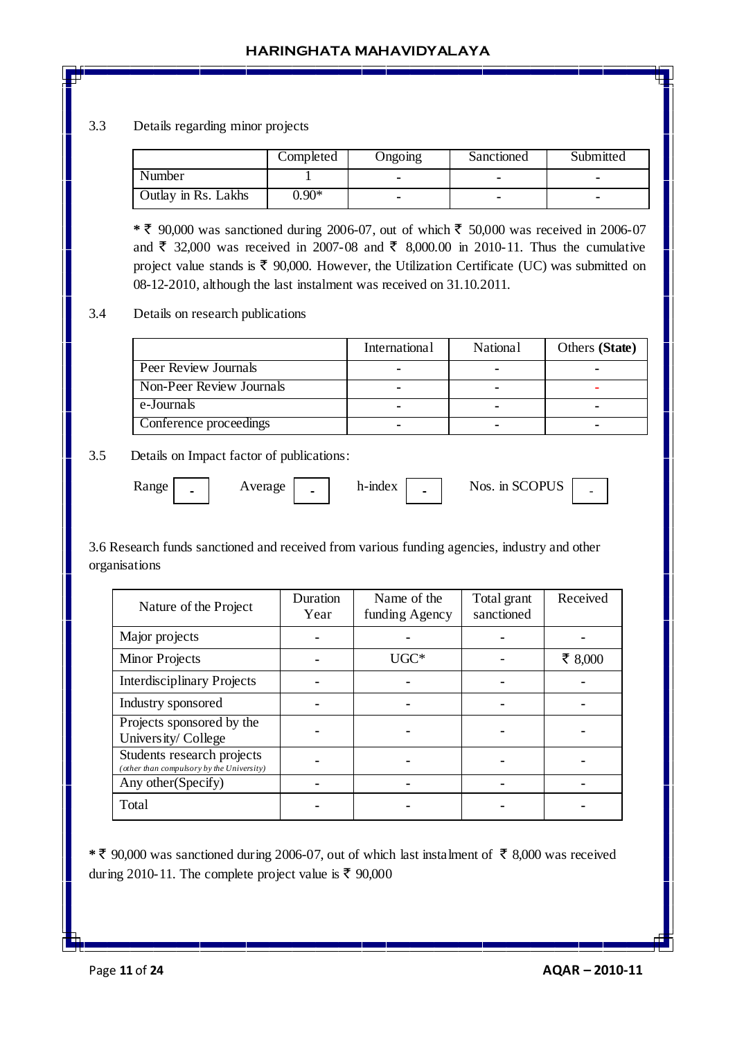3.3 Details regarding minor projects

| | Completed | Ongoing | Sanctioned | Submitted |
|---|---|---|---|---|
| Number | 1 | - | - | - |
| Outlay in Rs. Lakhs | 0.90* | - | - | - |

* ₹ 90,000 was sanctioned during 2006-07, out of which ₹ 50,000 was received in 2006-07 and ₹ 32,000 was received in 2007-08 and ₹ 8,000.00 in 2010-11. Thus the cumulative project value stands is ₹ 90,000. However, the Utilization Certificate (UC) was submitted on 08-12-2010, although the last instalment was received on 31.10.2011.

3.4 Details on research publications

| | International | National | Others **(State)** |
|---|---|---|---|
| Peer Review Journals | - | - | - |
| Non-Peer Review Journals | - | - | - |
| e-Journals | - | - | - |
| Conference proceedings | - | - | - |

3.5 Details on Impact factor of publications:

Range - Average - h-index - Nos. in SCOPUS -

3.6 Research funds sanctioned and received from various funding agencies, industry and other organisations

| Nature of the Project | Duration Year | Name of the funding Agency | Total grant sanctioned | Received |
|---|---|---|---|---|
| Major projects | - | - | - | - |
| Minor Projects | - | UGC* | - | ₹ 8,000 |
| Interdisciplinary Projects | - | - | - | - |
| Industry sponsored | - | - | - | - |
| Projects sponsored by the University/ College | - | - | - | - |
| Students research projects *(other than compulsory by the University)* | - | - | - | - |
| Any other(Specify) | - | - | - | - |
| Total | - | - | - | - |

* ₹ 90,000 was sanctioned during 2006-07, out of which last instalment of ₹ 8,000 was received during 2010-11. The complete project value is ₹ 90,000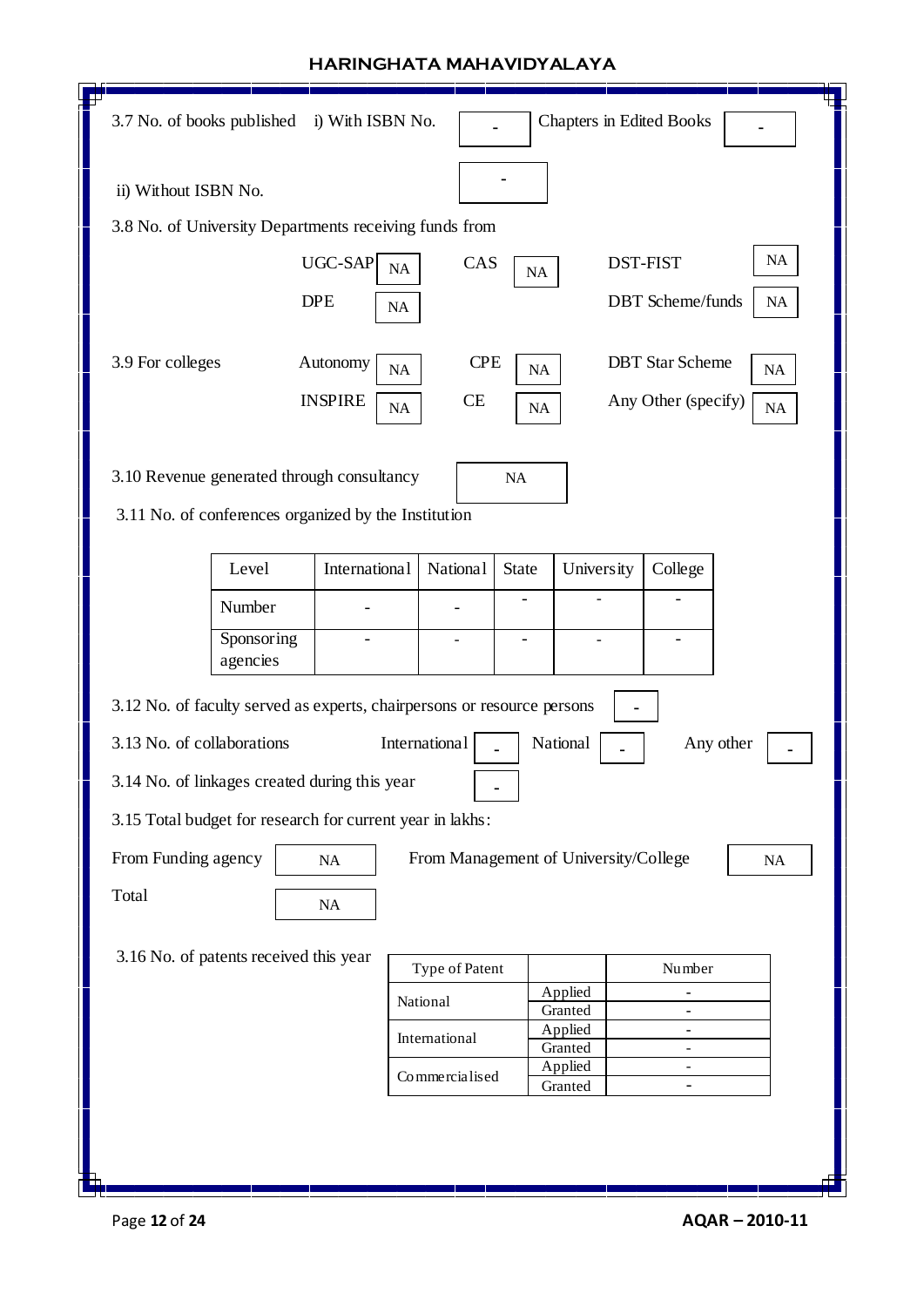3.7 No. of books published i) With ISBN No. - Chapters in Edited Books -

ii) Without ISBN No. -

3.8 No. of University Departments receiving funds from

UGC-SAP NA CAS NA DST-FIST NA

DPE NA DBT Scheme/funds NA

3.9 For colleges Autonomy NA CPE NA DBT Star Scheme NA

INSPIRE NA CE NA Any Other (specify) NA

3.10 Revenue generated through consultancy NA

3.11 No. of conferences organized by the Institution

| Level | International | National | State | University | College |
|---|---|---|---|---|---|
| Number | - | - | - | - | - |
| Sponsoring agencies | - | - | - | - | - |

3.12 No. of faculty served as experts, chairpersons or resource persons -

3.13 No. of collaborations International - National - Any other -

3.14 No. of linkages created during this year -

3.15 Total budget for research for current year in lakhs:

From Funding agency NA From Management of University/College NA

Total NA

3.16 No. of patents received this year

| Type of Patent | | Number |
|---|---|---|
| National | Applied | - |
| | Granted | - |
| International | Applied | - |
| | Granted | - |
| Commercialised | Applied | - |
| | Granted | - |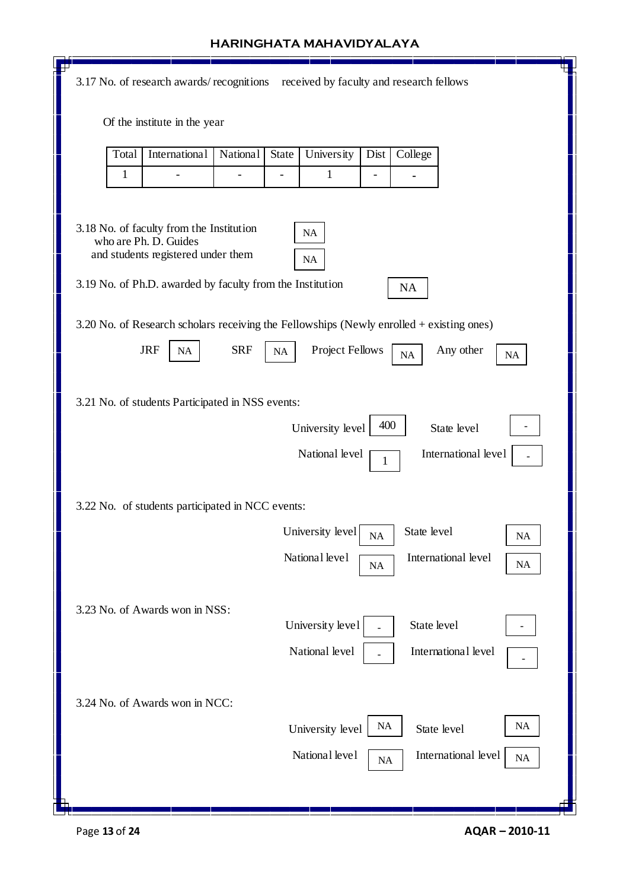3.17 No. of research awards/ recognitions received by faculty and research fellows

Of the institute in the year

| Total | International | National | State | University | Dist | College |
|---|---|---|---|---|---|---|
| 1 | - | - | - | 1 | - | - |

3.18 No. of faculty from the Institution who are Ph. D. Guides — NA

and students registered under them — NA

3.19 No. of Ph.D. awarded by faculty from the Institution — NA

3.20 No. of Research scholars receiving the Fellowships (Newly enrolled + existing ones)

| JRF | SRF | Project Fellows | Any other |
|---|---|---|---|
| NA | NA | NA | NA |

3.21 No. of students Participated in NSS events:

| University level | State level | National level | International level |
|---|---|---|---|
| 400 | - | 1 | - |

3.22 No. of students participated in NCC events:

| University level | State level | National level | International level |
|---|---|---|---|
| NA | NA | NA | NA |

3.23 No. of Awards won in NSS:

| University level | State level | National level | International level |
|---|---|---|---|
| - | - | - | - |

3.24 No. of Awards won in NCC:

| University level | State level | National level | International level |
|---|---|---|---|
| NA | NA | NA | NA |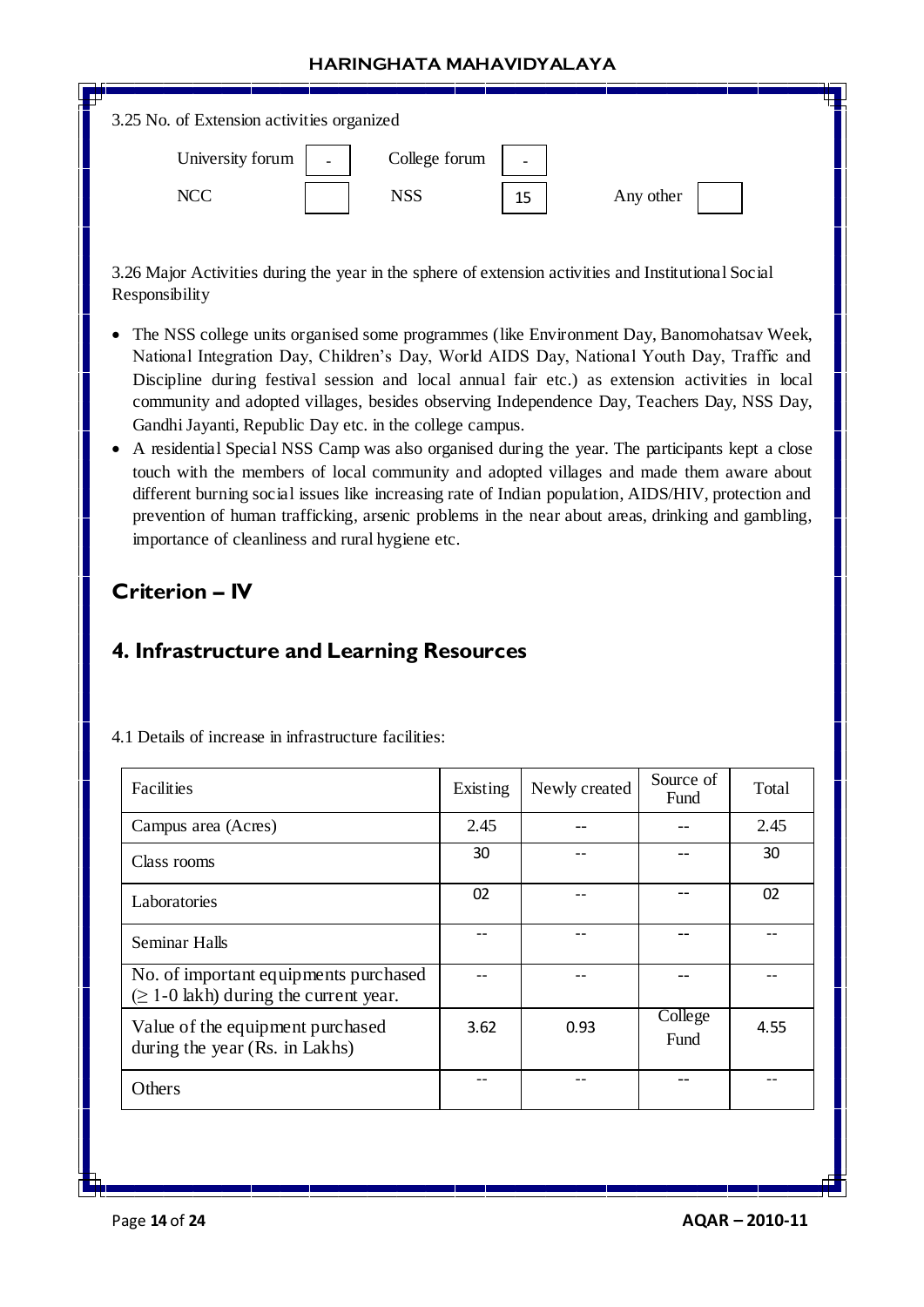3.25 No. of Extension activities organized

| University forum | - | College forum | - | | |
|---|---|---|---|---|---|
| NCC | | NSS | 15 | Any other | |

3.26 Major Activities during the year in the sphere of extension activities and Institutional Social Responsibility

- The NSS college units organised some programmes (like Environment Day, Banomohatsav Week, National Integration Day, Children's Day, World AIDS Day, National Youth Day, Traffic and Discipline during festival session and local annual fair etc.) as extension activities in local community and adopted villages, besides observing Independence Day, Teachers Day, NSS Day, Gandhi Jayanti, Republic Day etc. in the college campus.
- A residential Special NSS Camp was also organised during the year. The participants kept a close touch with the members of local community and adopted villages and made them aware about different burning social issues like increasing rate of Indian population, AIDS/HIV, protection and prevention of human trafficking, arsenic problems in the near about areas, drinking and gambling, importance of cleanliness and rural hygiene etc.

# Criterion – IV

## 4. Infrastructure and Learning Resources

4.1 Details of increase in infrastructure facilities:

| Facilities | Existing | Newly created | Source of Fund | Total |
|---|---|---|---|---|
| Campus area (Acres) | 2.45 | -- | -- | 2.45 |
| Class rooms | 30 | -- | -- | 30 |
| Laboratories | 02 | -- | -- | 02 |
| Seminar Halls | -- | -- | -- | -- |
| No. of important equipments purchased (≥ 1-0 lakh) during the current year. | -- | -- | -- | -- |
| Value of the equipment purchased during the year (Rs. in Lakhs) | 3.62 | 0.93 | College Fund | 4.55 |
| Others | -- | -- | -- | -- |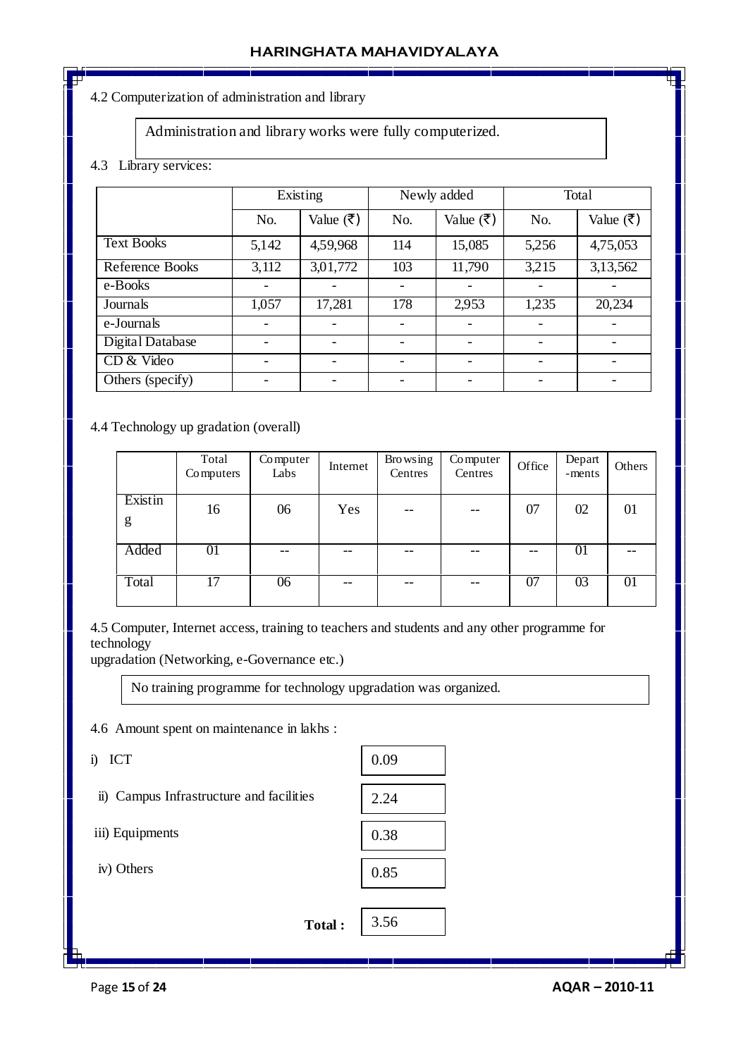4.2 Computerization of administration and library

Administration and library works were fully computerized.

4.3 Library services:

| | Existing | | Newly added | | Total | |
|---|---|---|---|---|---|---|
| | No. | Value (₹) | No. | Value (₹) | No. | Value (₹) |
| Text Books | 5,142 | 4,59,968 | 114 | 15,085 | 5,256 | 4,75,053 |
| Reference Books | 3,112 | 3,01,772 | 103 | 11,790 | 3,215 | 3,13,562 |
| e-Books | - | - | - | - | - | - |
| Journals | 1,057 | 17,281 | 178 | 2,953 | 1,235 | 20,234 |
| e-Journals | - | - | - | - | - | - |
| Digital Database | - | - | - | - | - | - |
| CD & Video | - | - | - | - | - | - |
| Others (specify) | - | - | - | - | - | - |

4.4 Technology up gradation (overall)

| | Total Computers | Computer Labs | Internet | Browsing Centres | Computer Centres | Office | Depart -ments | Others |
|---|---|---|---|---|---|---|---|---|
| Existing | 16 | 06 | Yes | -- | -- | 07 | 02 | 01 |
| Added | 01 | -- | -- | -- | -- | -- | 01 | -- |
| Total | 17 | 06 | -- | -- | -- | 07 | 03 | 01 |

4.5 Computer, Internet access, training to teachers and students and any other programme for technology
upgradation (Networking, e-Governance etc.)

No training programme for technology upgradation was organized.

4.6 Amount spent on maintenance in lakhs :

i) ICT: 0.09

ii) Campus Infrastructure and facilities: 2.24

iii) Equipments: 0.38

iv) Others: 0.85

**Total :** 3.56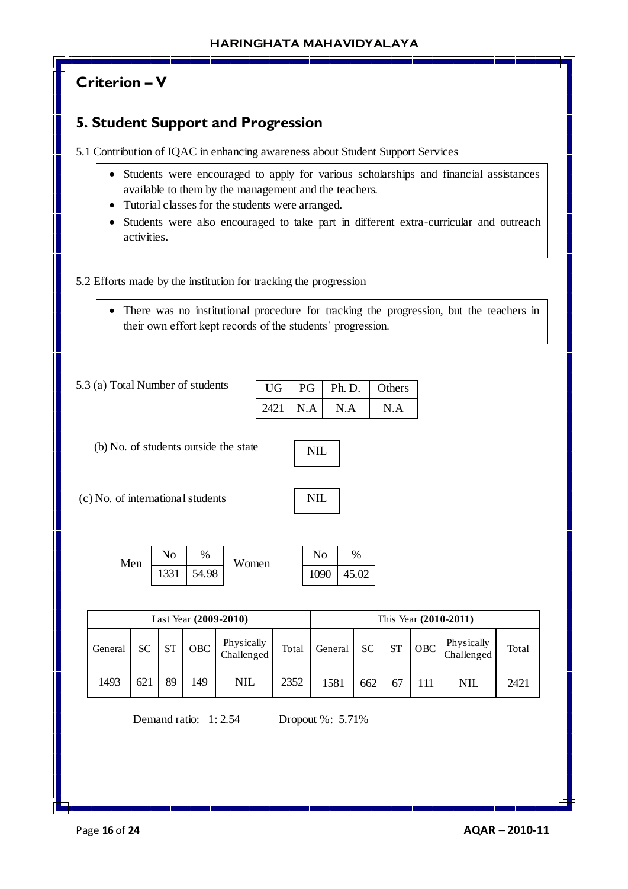# Criterion – V

## 5. Student Support and Progression

5.1 Contribution of IQAC in enhancing awareness about Student Support Services

- Students were encouraged to apply for various scholarships and financial assistances available to them by the management and the teachers.
- Tutorial classes for the students were arranged.
- Students were also encouraged to take part in different extra-curricular and outreach activities.

5.2 Efforts made by the institution for tracking the progression

- There was no institutional procedure for tracking the progression, but the teachers in their own effort kept records of the students' progression.

5.3 (a) Total Number of students

| UG | PG | Ph. D. | Others |
|---|---|---|---|
| 2421 | N.A | N.A | N.A |

(b) No. of students outside the state: NIL

(c) No. of international students: NIL

Men

| No | % |
|---|---|
| 1331 | 54.98 |

Women

| No | % |
|---|---|
| 1090 | 45.02 |

| Last Year **(2009-2010)** | | | | | | This Year **(2010-2011)** | | | | | |
|---|---|---|---|---|---|---|---|---|---|---|---|
| General | SC | ST | OBC | Physically Challenged | Total | General | SC | ST | OBC | Physically Challenged | Total |
| 1493 | 621 | 89 | 149 | NIL | 2352 | 1581 | 662 | 67 | 111 | NIL | 2421 |

Demand ratio: 1: 2.54 Dropout %: 5.71%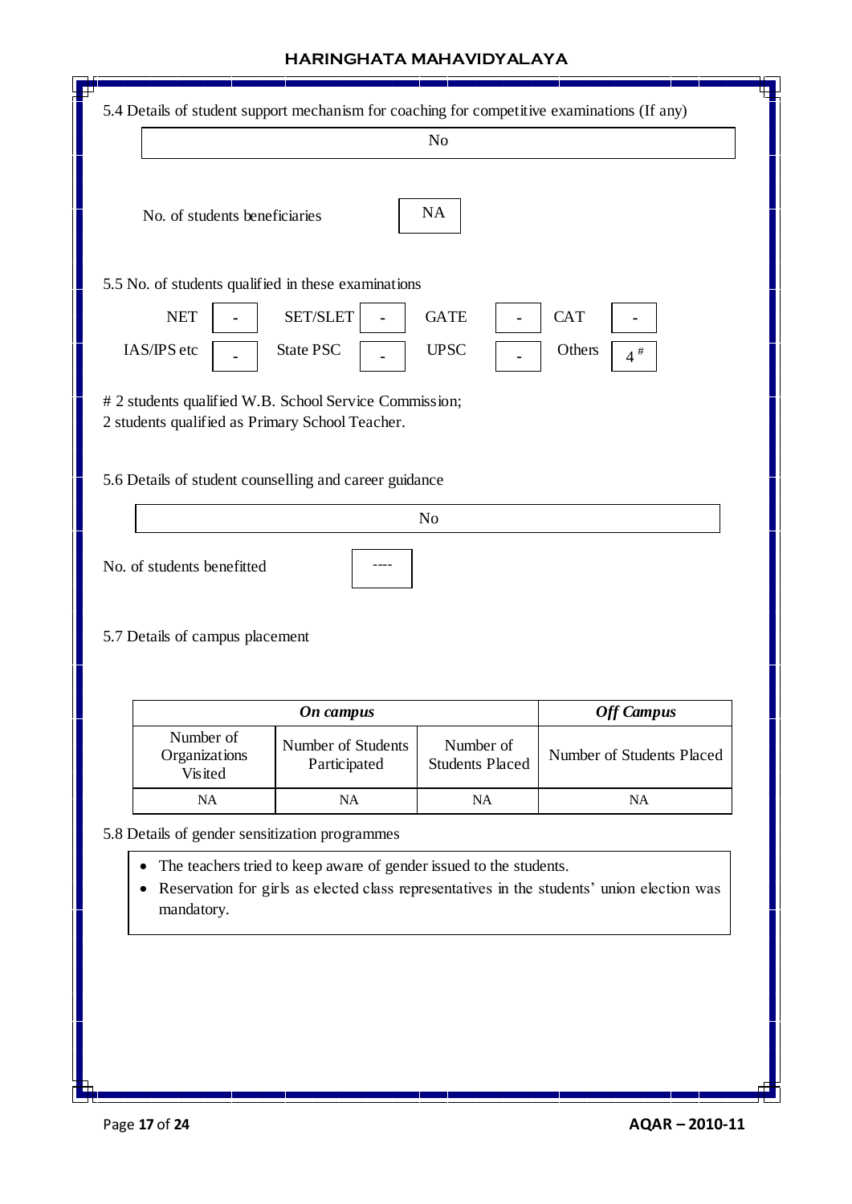5.4 Details of student support mechanism for coaching for competitive examinations (If any)

| No |
|---|

No. of students beneficiaries: NA

5.5 No. of students qualified in these examinations

| NET | - | SET/SLET | - | GATE | - | CAT | - |
|---|---|---|---|---|---|---|---|
| IAS/IPS etc | - | State PSC | - | UPSC | - | Others | 4 # |

# 2 students qualified W.B. School Service Commission;
2 students qualified as Primary School Teacher.

5.6 Details of student counselling and career guidance

| No |
|---|

No. of students benefitted: ----

5.7 Details of campus placement

| *On campus* | | | *Off Campus* |
|---|---|---|---|
| Number of Organizations Visited | Number of Students Participated | Number of Students Placed | Number of Students Placed |
| NA | NA | NA | NA |

5.8 Details of gender sensitization programmes

- The teachers tried to keep aware of gender issued to the students.
- Reservation for girls as elected class representatives in the students' union election was mandatory.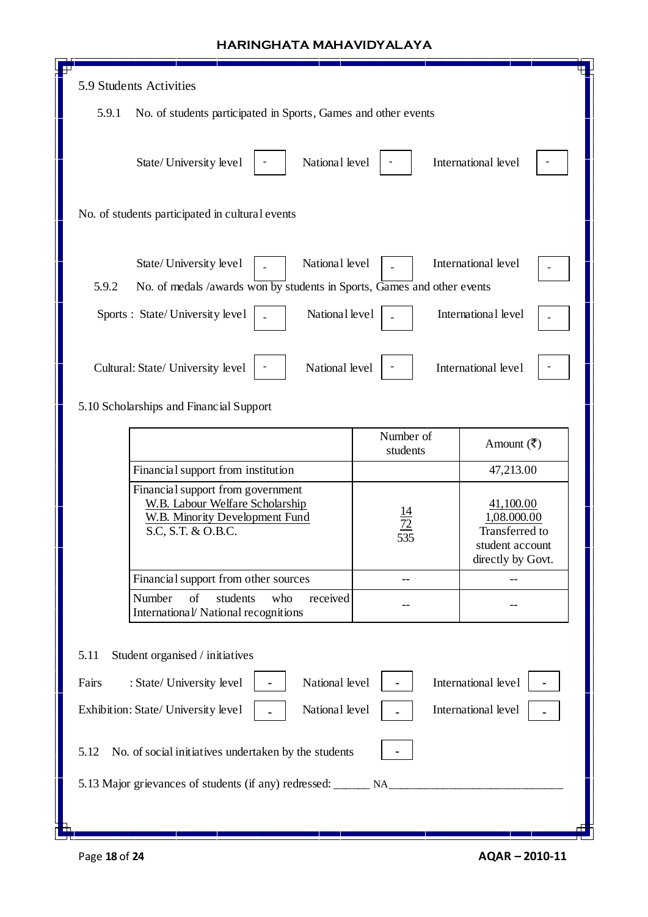5.9 Students Activities

5.9.1 No. of students participated in Sports, Games and other events

State/ University level | - | National level | - | International level | -

No. of students participated in cultural events

State/ University level | - | National level | - | International level | -

5.9.2 No. of medals /awards won by students in Sports, Games and other events

Sports : State/ University level | - | National level | - | International level | -

Cultural: State/ University level | - | National level | - | International level | -

5.10 Scholarships and Financial Support

| | Number of students | Amount (₹) |
|---|---|---|
| Financial support from institution | | 47,213.00 |
| Financial support from government<br>W.B. Labour Welfare Scholarship<br>W.B. Minority Development Fund<br>S.C, S.T. & O.B.C. | 14<br>72<br>535 | 41,100.00<br>1,08.000.00<br>Transferred to student account directly by Govt. |
| Financial support from other sources | -- | -- |
| Number of students who received International/ National recognitions | -- | -- |

5.11 Student organised / initiatives

Fairs : State/ University level | - | National level | - | International level | -

Exhibition: State/ University level | - | National level | - | International level | -

5.12 No. of social initiatives undertaken by the students | -

5.13 Major grievances of students (if any) redressed: ______ NA______________________________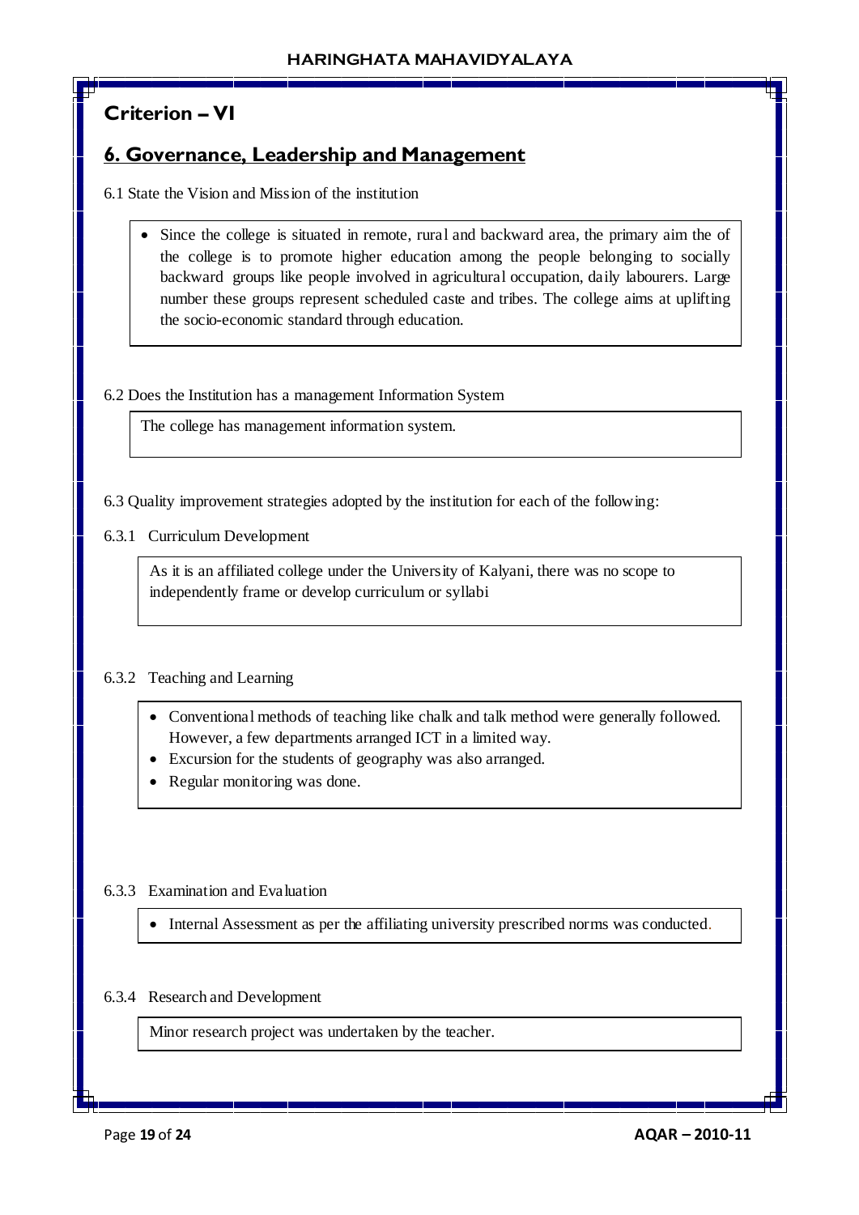## Criterion – VI

## 6. Governance, Leadership and Management

6.1 State the Vision and Mission of the institution

- Since the college is situated in remote, rural and backward area, the primary aim the of the college is to promote higher education among the people belonging to socially backward groups like people involved in agricultural occupation, daily labourers. Large number these groups represent scheduled caste and tribes. The college aims at uplifting the socio-economic standard through education.

6.2 Does the Institution has a management Information System

The college has management information system.

6.3 Quality improvement strategies adopted by the institution for each of the following:

6.3.1 Curriculum Development

As it is an affiliated college under the University of Kalyani, there was no scope to independently frame or develop curriculum or syllabi

6.3.2 Teaching and Learning

- Conventional methods of teaching like chalk and talk method were generally followed. However, a few departments arranged ICT in a limited way.
- Excursion for the students of geography was also arranged.
- Regular monitoring was done.

6.3.3 Examination and Evaluation

- Internal Assessment as per the affiliating university prescribed norms was conducted.

6.3.4 Research and Development

Minor research project was undertaken by the teacher.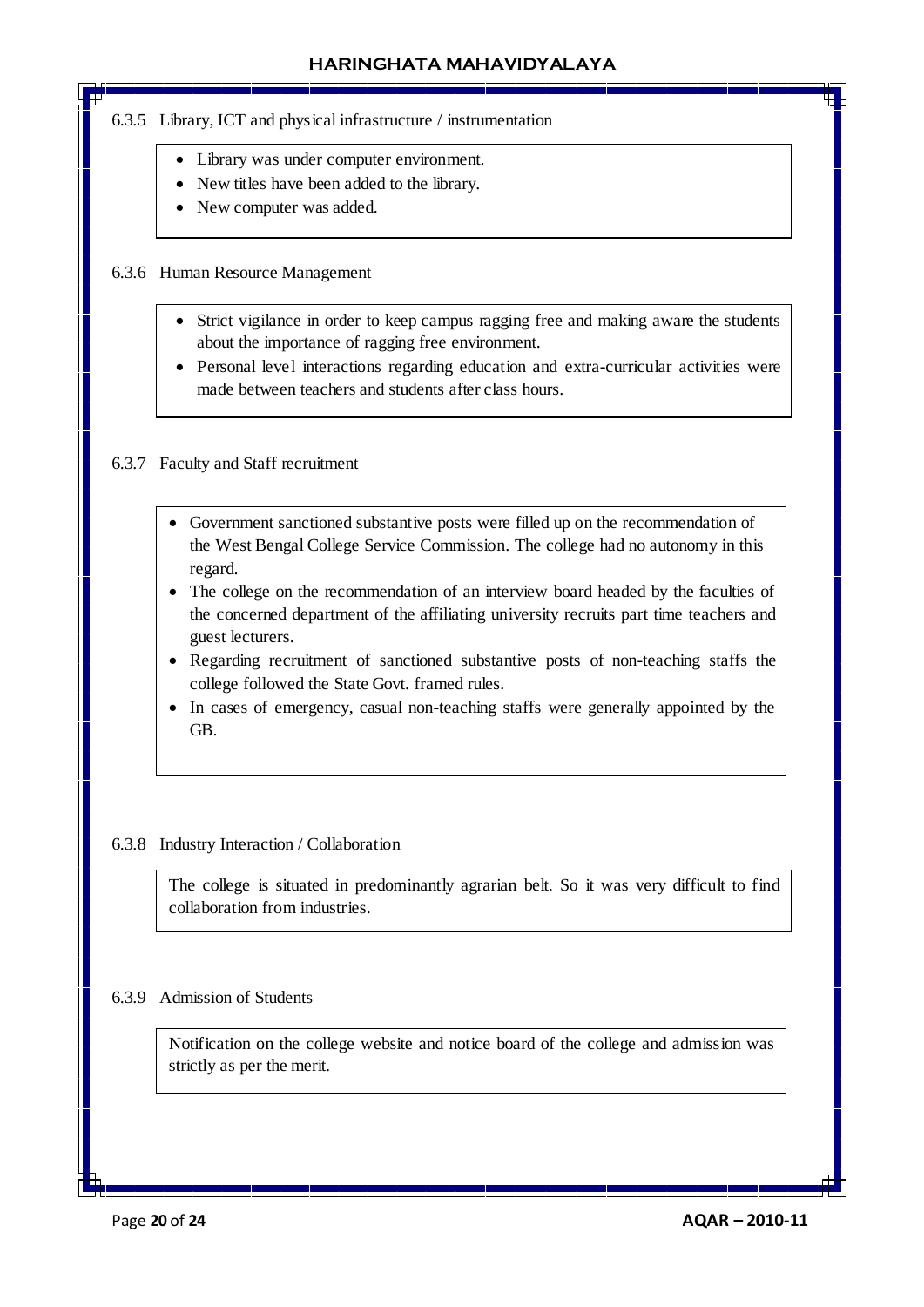6.3.5 Library, ICT and physical infrastructure / instrumentation

- Library was under computer environment.
- New titles have been added to the library.
- New computer was added.

6.3.6 Human Resource Management

- Strict vigilance in order to keep campus ragging free and making aware the students about the importance of ragging free environment.
- Personal level interactions regarding education and extra-curricular activities were made between teachers and students after class hours.

6.3.7 Faculty and Staff recruitment

- Government sanctioned substantive posts were filled up on the recommendation of the West Bengal College Service Commission. The college had no autonomy in this regard.
- The college on the recommendation of an interview board headed by the faculties of the concerned department of the affiliating university recruits part time teachers and guest lecturers.
- Regarding recruitment of sanctioned substantive posts of non-teaching staffs the college followed the State Govt. framed rules.
- In cases of emergency, casual non-teaching staffs were generally appointed by the GB.

6.3.8 Industry Interaction / Collaboration

The college is situated in predominantly agrarian belt. So it was very difficult to find collaboration from industries.

6.3.9 Admission of Students

Notification on the college website and notice board of the college and admission was strictly as per the merit.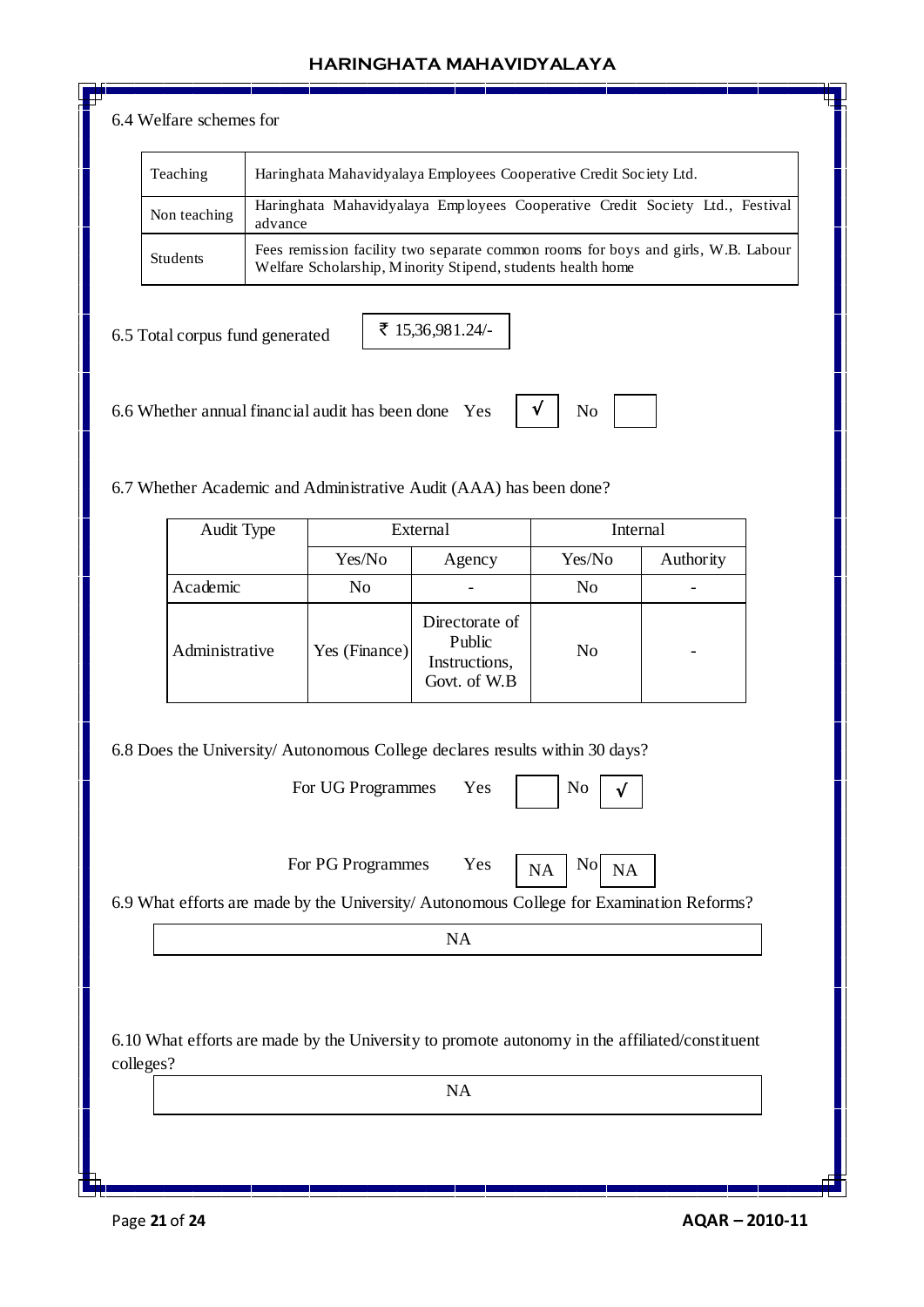6.4 Welfare schemes for

| Teaching | Haringhata Mahavidyalaya Employees Cooperative Credit Society Ltd. |
|---|---|
| Non teaching | Haringhata Mahavidyalaya Employees Cooperative Credit Society Ltd., Festival advance |
| Students | Fees remission facility two separate common rooms for boys and girls, W.B. Labour Welfare Scholarship, Minority Stipend, students health home |

6.5 Total corpus fund generated ₹ 15,36,981.24/-

6.6 Whether annual financial audit has been done Yes √ No

6.7 Whether Academic and Administrative Audit (AAA) has been done?

| Audit Type | External | | Internal | |
|---|---|---|---|---|
| | Yes/No | Agency | Yes/No | Authority |
| Academic | No | - | No | - |
| Administrative | Yes (Finance) | Directorate of Public Instructions, Govt. of W.B | No | - |

6.8 Does the University/ Autonomous College declares results within 30 days?

For UG Programmes Yes No √

For PG Programmes Yes NA No NA

6.9 What efforts are made by the University/ Autonomous College for Examination Reforms?

NA

6.10 What efforts are made by the University to promote autonomy in the affiliated/constituent colleges?

NA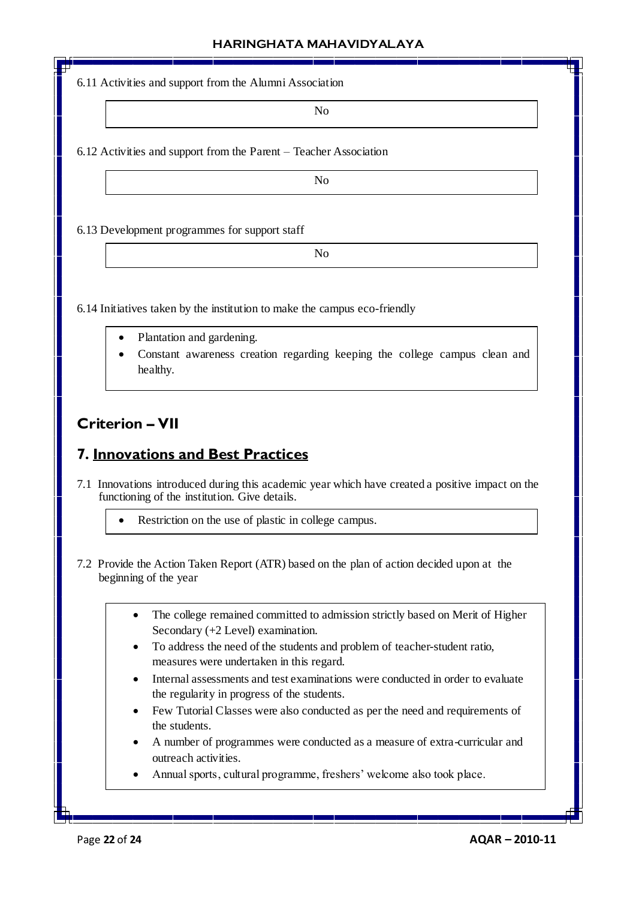6.11 Activities and support from the Alumni Association

No

6.12 Activities and support from the Parent – Teacher Association

No

6.13 Development programmes for support staff

No

6.14 Initiatives taken by the institution to make the campus eco-friendly

- Plantation and gardening.
- Constant awareness creation regarding keeping the college campus clean and healthy.

## Criterion – VII

## 7. Innovations and Best Practices

7.1 Innovations introduced during this academic year which have created a positive impact on the functioning of the institution. Give details.

- Restriction on the use of plastic in college campus.

7.2 Provide the Action Taken Report (ATR) based on the plan of action decided upon at the beginning of the year

- The college remained committed to admission strictly based on Merit of Higher Secondary (+2 Level) examination.
- To address the need of the students and problem of teacher-student ratio, measures were undertaken in this regard.
- Internal assessments and test examinations were conducted in order to evaluate the regularity in progress of the students.
- Few Tutorial Classes were also conducted as per the need and requirements of the students.
- A number of programmes were conducted as a measure of extra-curricular and outreach activities.
- Annual sports, cultural programme, freshers' welcome also took place.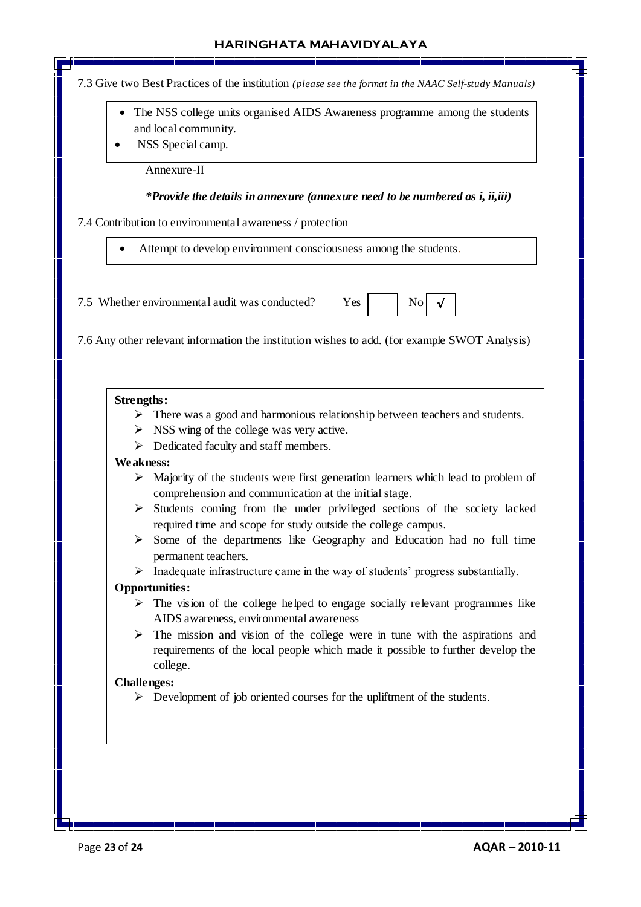7.3 Give two Best Practices of the institution *(please see the format in the NAAC Self-study Manuals)*

- The NSS college units organised AIDS Awareness programme among the students and local community.
- NSS Special camp.

Annexure-II

***Provide the details in annexure (annexure need to be numbered as i, ii,iii)***

7.4 Contribution to environmental awareness / protection

- Attempt to develop environment consciousness among the students.

7.5 Whether environmental audit was conducted? Yes [ ] No [√]

7.6 Any other relevant information the institution wishes to add. (for example SWOT Analysis)

**Strengths:**

- There was a good and harmonious relationship between teachers and students.
- NSS wing of the college was very active.
- Dedicated faculty and staff members.

**Weakness:**

- Majority of the students were first generation learners which lead to problem of comprehension and communication at the initial stage.
- Students coming from the under privileged sections of the society lacked required time and scope for study outside the college campus.
- Some of the departments like Geography and Education had no full time permanent teachers.
- Inadequate infrastructure came in the way of students' progress substantially.

**Opportunities:**

- The vision of the college helped to engage socially relevant programmes like AIDS awareness, environmental awareness
- The mission and vision of the college were in tune with the aspirations and requirements of the local people which made it possible to further develop the college.

**Challenges:**

- Development of job oriented courses for the upliftment of the students.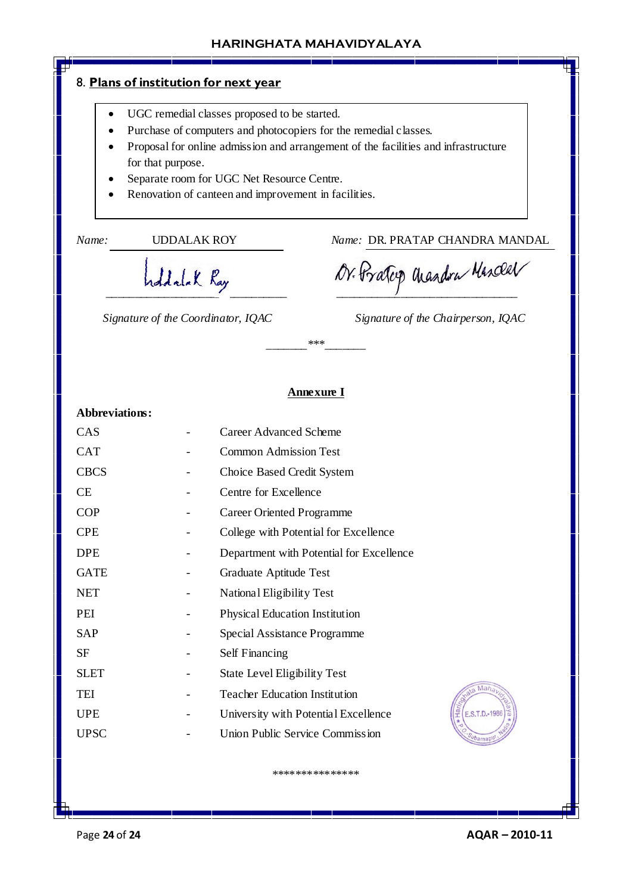## 8. Plans of institution for next year

- UGC remedial classes proposed to be started.
- Purchase of computers and photocopiers for the remedial classes.
- Proposal for online admission and arrangement of the facilities and infrastructure for that purpose.
- Separate room for UGC Net Resource Centre.
- Renovation of canteen and improvement in facilities.

*Name:* UDDALAK ROY

*Signature of the Coordinator, IQAC*

*Name:* DR. PRATAP CHANDRA MANDAL

*Signature of the Chairperson, IQAC*

***

### Annexure I

**Abbreviations:**

| | | |
|---|---|---|
| CAS | - | Career Advanced Scheme |
| CAT | - | Common Admission Test |
| CBCS | - | Choice Based Credit System |
| CE | - | Centre for Excellence |
| COP | - | Career Oriented Programme |
| CPE | - | College with Potential for Excellence |
| DPE | - | Department with Potential for Excellence |
| GATE | - | Graduate Aptitude Test |
| NET | - | National Eligibility Test |
| PEI | - | Physical Education Institution |
| SAP | - | Special Assistance Programme |
| SF | - | Self Financing |
| SLET | - | State Level Eligibility Test |
| TEI | - | Teacher Education Institution |
| UPE | - | University with Potential Excellence |
| UPSC | - | Union Public Service Commission |

***************